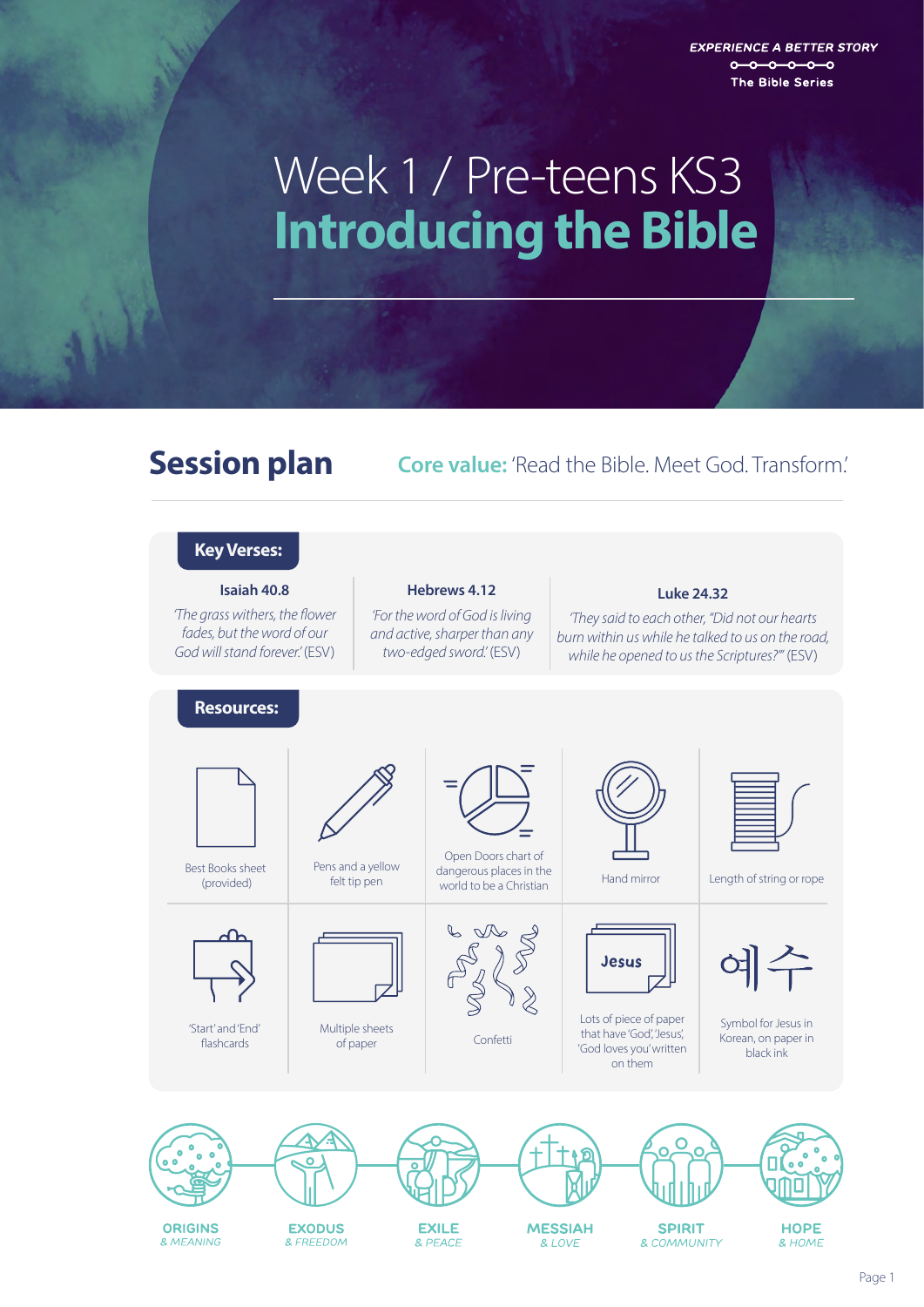EXPERIENCE A BETTER STORY

The Bible Series

# Week 1 / Pre-teens KS3
# Introducing the Bible

## Session plan

**Core value:** 'Read the Bible. Meet God. Transform.'

### Key Verses:

**Isaiah 40.8**

*'The grass withers, the flower fades, but the word of our God will stand forever.'* (ESV)

**Hebrews 4.12**

*'For the word of God is living and active, sharper than any two-edged sword.'* (ESV)

**Luke 24.32**

*'They said to each other, "Did not our hearts burn within us while he talked to us on the road, while he opened to us the Scriptures?"'* (ESV)

### Resources:

- Best Books sheet (provided)
- Pens and a yellow felt tip pen
- Open Doors chart of dangerous places in the world to be a Christian
- Hand mirror
- Length of string or rope
- 'Start' and 'End' flashcards
- Multiple sheets of paper
- Confetti
- Lots of piece of paper that have 'God', 'Jesus', 'God loves you' written on them
- Symbol for Jesus in Korean, on paper in black ink (예수)

ORIGINS & MEANING — EXODUS & FREEDOM — EXILE & PEACE — MESSIAH & LOVE — SPIRIT & COMMUNITY — HOPE & HOME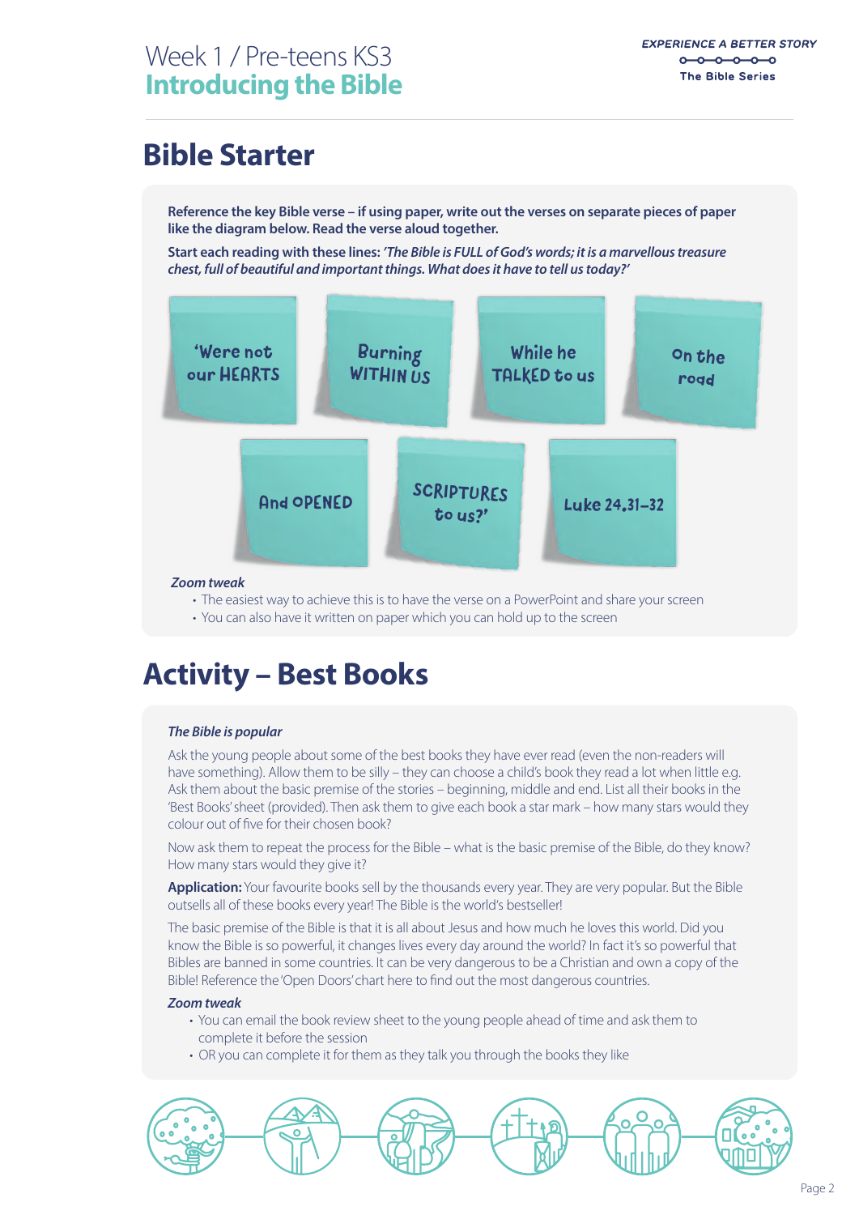# Bible Starter

**Reference the key Bible verse – if using paper, write out the verses on separate pieces of paper like the diagram below. Read the verse aloud together.**

**Start each reading with these lines:** ***'The Bible is FULL of God's words; it is a marvellous treasure chest, full of beautiful and important things. What does it have to tell us today?'***

'Were not our HEARTS

Burning WITHIN US

While he TALKED to us

On the road

And OPENED

SCRIPTURES to us?'

Luke 24,31–32

***Zoom tweak***

- The easiest way to achieve this is to have the verse on a PowerPoint and share your screen
- You can also have it written on paper which you can hold up to the screen

# Activity – Best Books

***The Bible is popular***

Ask the young people about some of the best books they have ever read (even the non-readers will have something). Allow them to be silly – they can choose a child's book they read a lot when little e.g. Ask them about the basic premise of the stories – beginning, middle and end. List all their books in the 'Best Books' sheet (provided). Then ask them to give each book a star mark – how many stars would they colour out of five for their chosen book?

Now ask them to repeat the process for the Bible – what is the basic premise of the Bible, do they know? How many stars would they give it?

**Application:** Your favourite books sell by the thousands every year. They are very popular. But the Bible outsells all of these books every year! The Bible is the world's bestseller!

The basic premise of the Bible is that it is all about Jesus and how much he loves this world. Did you know the Bible is so powerful, it changes lives every day around the world? In fact it's so powerful that Bibles are banned in some countries. It can be very dangerous to be a Christian and own a copy of the Bible! Reference the 'Open Doors' chart here to find out the most dangerous countries.

***Zoom tweak***

- You can email the book review sheet to the young people ahead of time and ask them to complete it before the session
- OR you can complete it for them as they talk you through the books they like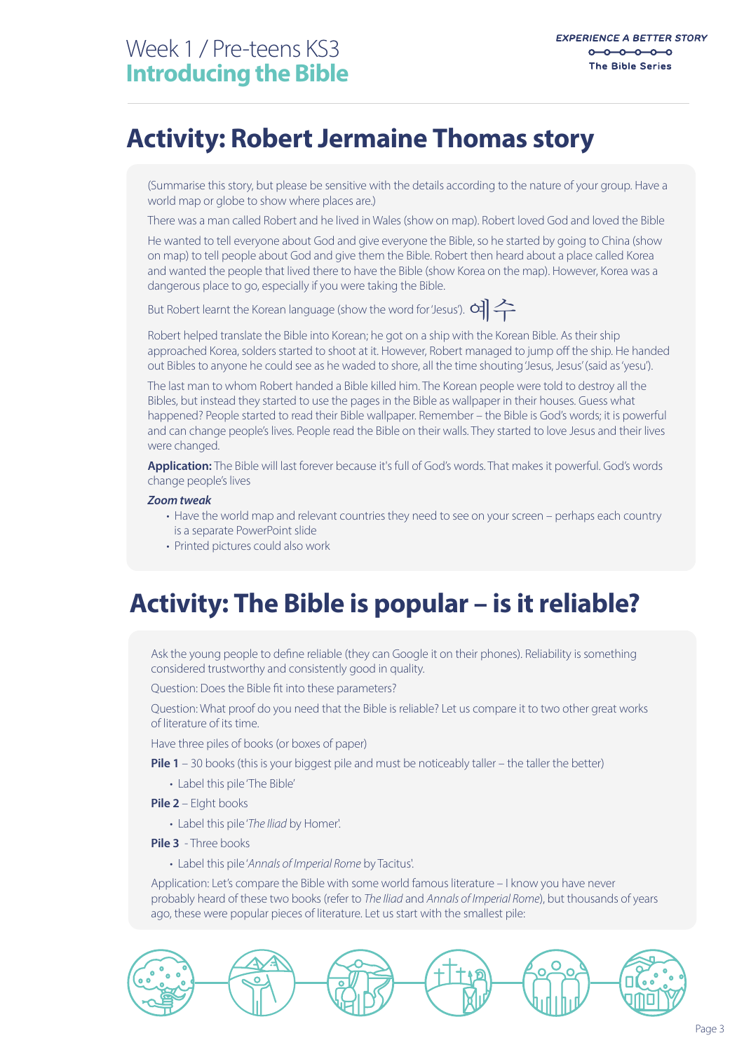# Activity: Robert Jermaine Thomas story

(Summarise this story, but please be sensitive with the details according to the nature of your group. Have a world map or globe to show where places are.)

There was a man called Robert and he lived in Wales (show on map). Robert loved God and loved the Bible

He wanted to tell everyone about God and give everyone the Bible, so he started by going to China (show on map) to tell people about God and give them the Bible. Robert then heard about a place called Korea and wanted the people that lived there to have the Bible (show Korea on the map). However, Korea was a dangerous place to go, especially if you were taking the Bible.

But Robert learnt the Korean language (show the word for 'Jesus'). 예수

Robert helped translate the Bible into Korean; he got on a ship with the Korean Bible. As their ship approached Korea, soldiers started to shoot at it. However, Robert managed to jump off the ship. He handed out Bibles to anyone he could see as he waded to shore, all the time shouting 'Jesus, Jesus' (said as 'yesu').

The last man to whom Robert handed a Bible killed him. The Korean people were told to destroy all the Bibles, but instead they started to use the pages in the Bible as wallpaper in their houses. Guess what happened? People started to read their Bible wallpaper. Remember – the Bible is God's words; it is powerful and can change people's lives. People read the Bible on their walls. They started to love Jesus and their lives were changed.

**Application:** The Bible will last forever because it's full of God's words. That makes it powerful. God's words change people's lives

***Zoom tweak***

- Have the world map and relevant countries they need to see on your screen – perhaps each country is a separate PowerPoint slide
- Printed pictures could also work

# Activity: The Bible is popular – is it reliable?

Ask the young people to define reliable (they can Google it on their phones). Reliability is something considered trustworthy and consistently good in quality.

Question: Does the Bible fit into these parameters?

Question: What proof do you need that the Bible is reliable? Let us compare it to two other great works of literature of its time.

Have three piles of books (or boxes of paper)

**Pile 1** – 30 books (this is your biggest pile and must be noticeably taller – the taller the better)

- Label this pile 'The Bible'

**Pile 2** – Eight books

- Label this pile '*The Iliad* by Homer'.

**Pile 3** - Three books

- Label this pile '*Annals of Imperial Rome* by Tacitus'.

Application: Let's compare the Bible with some world famous literature – I know you have never probably heard of these two books (refer to *The Iliad* and *Annals of Imperial Rome*), but thousands of years ago, these were popular pieces of literature. Let us start with the smallest pile: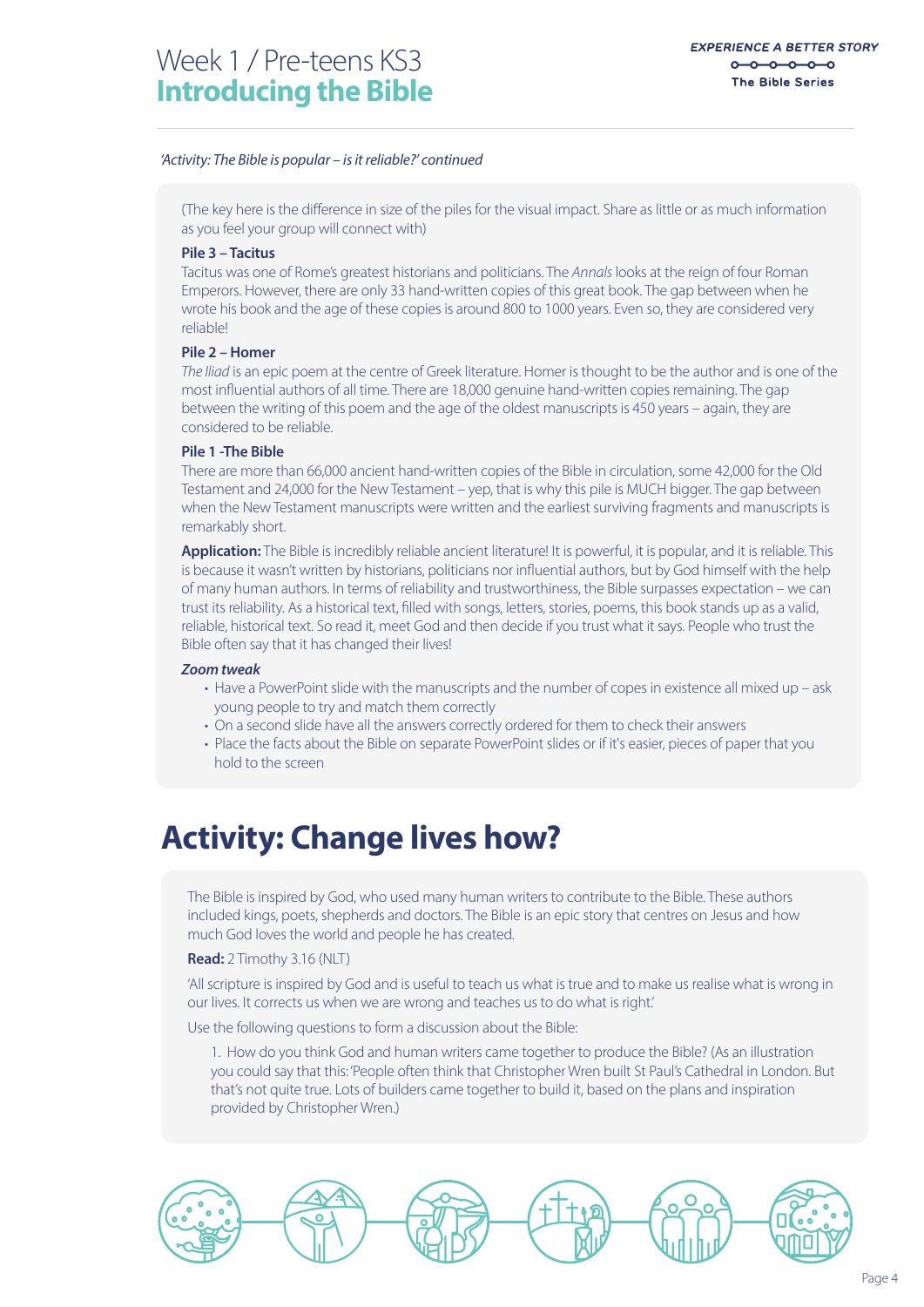*'Activity: The Bible is popular – is it reliable?' continued*

(The key here is the difference in size of the piles for the visual impact. Share as little or as much information as you feel your group will connect with)

**Pile 3 – Tacitus**

Tacitus was one of Rome's greatest historians and politicians. The *Annals* looks at the reign of four Roman Emperors. However, there are only 33 hand-written copies of this great book. The gap between when he wrote his book and the age of these copies is around 800 to 1000 years. Even so, they are considered very reliable!

**Pile 2 – Homer**

*The Iliad* is an epic poem at the centre of Greek literature. Homer is thought to be the author and is one of the most influential authors of all time. There are 18,000 genuine hand-written copies remaining. The gap between the writing of this poem and the age of the oldest manuscripts is 450 years – again, they are considered to be reliable.

**Pile 1 -The Bible**

There are more than 66,000 ancient hand-written copies of the Bible in circulation, some 42,000 for the Old Testament and 24,000 for the New Testament – yep, that is why this pile is MUCH bigger. The gap between when the New Testament manuscripts were written and the earliest surviving fragments and manuscripts is remarkably short.

**Application:** The Bible is incredibly reliable ancient literature! It is powerful, it is popular, and it is reliable. This is because it wasn't written by historians, politicians nor influential authors, but by God himself with the help of many human authors. In terms of reliability and trustworthiness, the Bible surpasses expectation – we can trust its reliability. As a historical text, filled with songs, letters, stories, poems, this book stands up as a valid, reliable, historical text. So read it, meet God and then decide if you trust what it says. People who trust the Bible often say that it has changed their lives!

***Zoom tweak***

- Have a PowerPoint slide with the manuscripts and the number of copes in existence all mixed up – ask young people to try and match them correctly
- On a second slide have all the answers correctly ordered for them to check their answers
- Place the facts about the Bible on separate PowerPoint slides or if it's easier, pieces of paper that you hold to the screen

# Activity: Change lives how?

The Bible is inspired by God, who used many human writers to contribute to the Bible. These authors included kings, poets, shepherds and doctors. The Bible is an epic story that centres on Jesus and how much God loves the world and people he has created.

**Read:** 2 Timothy 3.16 (NLT)

'All scripture is inspired by God and is useful to teach us what is true and to make us realise what is wrong in our lives. It corrects us when we are wrong and teaches us to do what is right.'

Use the following questions to form a discussion about the Bible:

1. How do you think God and human writers came together to produce the Bible? (As an illustration you could say that this: 'People often think that Christopher Wren built St Paul's Cathedral in London. But that's not quite true. Lots of builders came together to build it, based on the plans and inspiration provided by Christopher Wren.)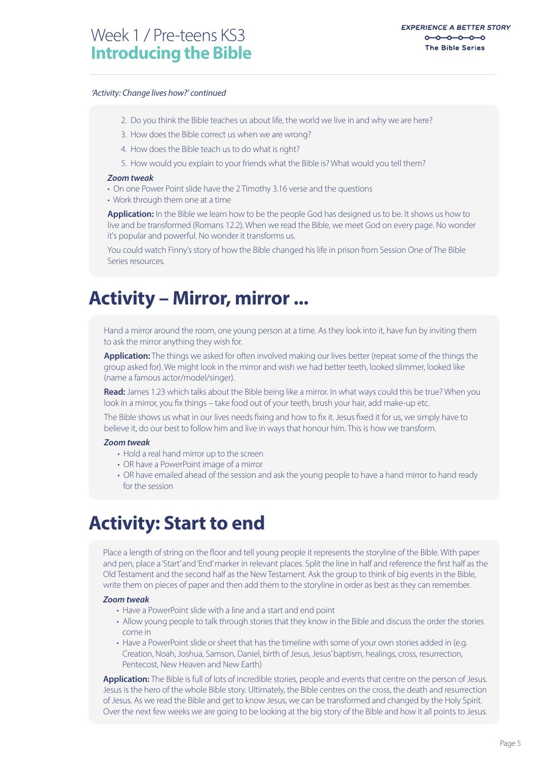*'Activity: Change lives how?' continued*

2. Do you think the Bible teaches us about life, the world we live in and why we are here?
3. How does the Bible correct us when we are wrong?
4. How does the Bible teach us to do what is right?
5. How would you explain to your friends what the Bible is? What would you tell them?

***Zoom tweak***

- On one Power Point slide have the 2 Timothy 3.16 verse and the questions
- Work through them one at a time

**Application:** In the Bible we learn how to be the people God has designed us to be. It shows us how to live and be transformed (Romans 12.2). When we read the Bible, we meet God on every page. No wonder it's popular and powerful. No wonder it transforms us.

You could watch Finny's story of how the Bible changed his life in prison from Session One of The Bible Series resources.

# Activity – Mirror, mirror ...

Hand a mirror around the room, one young person at a time. As they look into it, have fun by inviting them to ask the mirror anything they wish for.

**Application:** The things we asked for often involved making our lives better (repeat some of the things the group asked for). We might look in the mirror and wish we had better teeth, looked slimmer, looked like (name a famous actor/model/singer).

**Read:** James 1.23 which talks about the Bible being like a mirror. In what ways could this be true? When you look in a mirror, you fix things – take food out of your teeth, brush your hair, add make-up etc.

The Bible shows us what in our lives needs fixing and how to fix it. Jesus fixed it for us, we simply have to believe it, do our best to follow him and live in ways that honour him. This is how we transform.

***Zoom tweak***

- Hold a real hand mirror up to the screen
- OR have a PowerPoint image of a mirror
- OR have emailed ahead of the session and ask the young people to have a hand mirror to hand ready for the session

# Activity: Start to end

Place a length of string on the floor and tell young people it represents the storyline of the Bible. With paper and pen, place a 'Start' and 'End' marker in relevant places. Split the line in half and reference the first half as the Old Testament and the second half as the New Testament. Ask the group to think of big events in the Bible, write them on pieces of paper and then add them to the storyline in order as best as they can remember.

***Zoom tweak***

- Have a PowerPoint slide with a line and a start and end point
- Allow young people to talk through stories that they know in the Bible and discuss the order the stories come in
- Have a PowerPoint slide or sheet that has the timeline with some of your own stories added in (e.g. Creation, Noah, Joshua, Samson, Daniel, birth of Jesus, Jesus' baptism, healings, cross, resurrection, Pentecost, New Heaven and New Earth)

**Application:** The Bible is full of lots of incredible stories, people and events that centre on the person of Jesus. Jesus is the hero of the whole Bible story. Ultimately, the Bible centres on the cross, the death and resurrection of Jesus. As we read the Bible and get to know Jesus, we can be transformed and changed by the Holy Spirit. Over the next few weeks we are going to be looking at the big story of the Bible and how it all points to Jesus.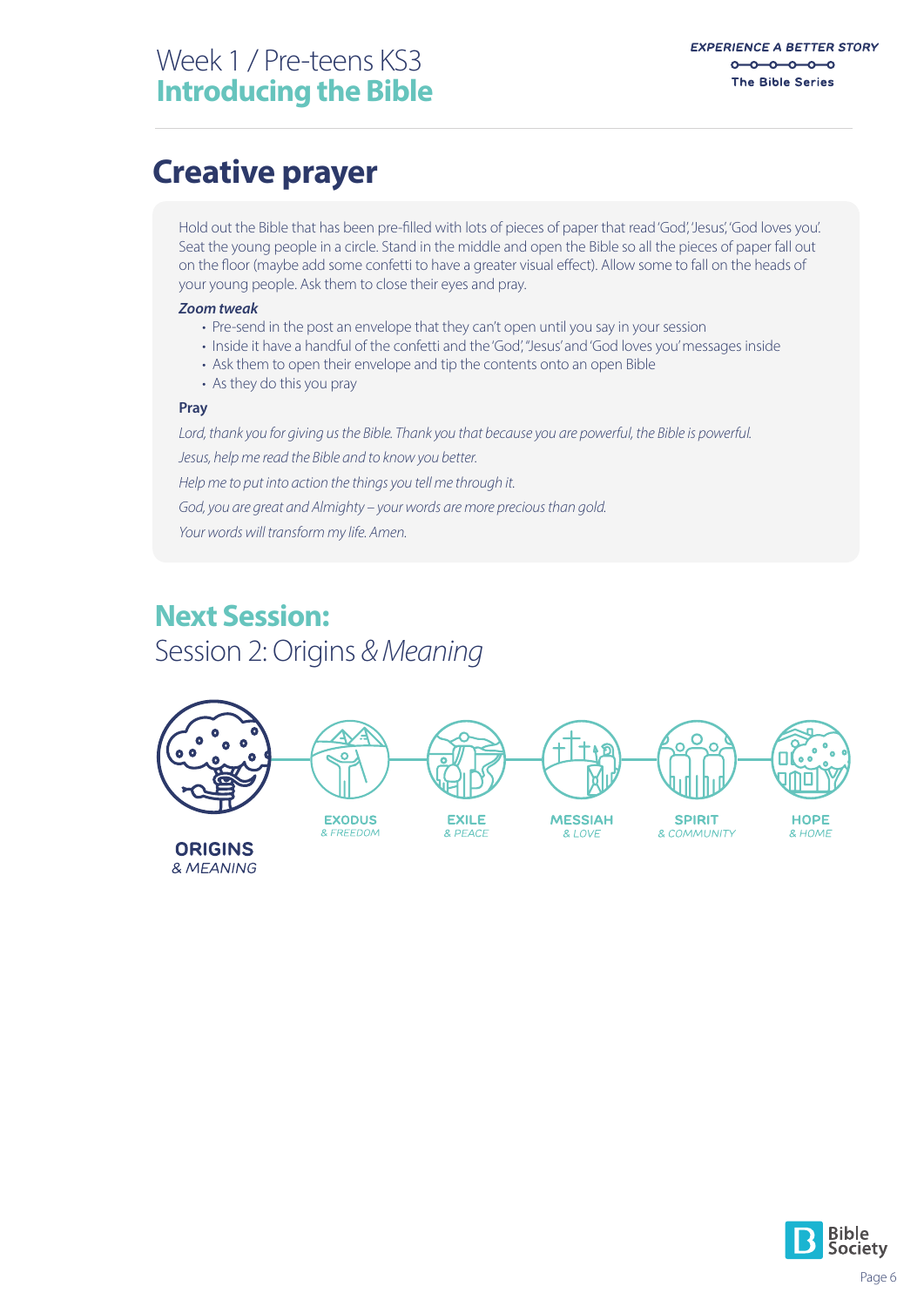# Creative prayer

Hold out the Bible that has been pre-filled with lots of pieces of paper that read 'God', 'Jesus', 'God loves you'. Seat the young people in a circle. Stand in the middle and open the Bible so all the pieces of paper fall out on the floor (maybe add some confetti to have a greater visual effect). Allow some to fall on the heads of your young people. Ask them to close their eyes and pray.

***Zoom tweak***

- Pre-send in the post an envelope that they can't open until you say in your session
- Inside it have a handful of the confetti and the 'God', 'Jesus' and 'God loves you' messages inside
- Ask them to open their envelope and tip the contents onto an open Bible
- As they do this you pray

**Pray**

*Lord, thank you for giving us the Bible. Thank you that because you are powerful, the Bible is powerful.*

*Jesus, help me read the Bible and to know you better.*

*Help me to put into action the things you tell me through it.*

*God, you are great and Almighty – your words are more precious than gold.*

*Your words will transform my life. Amen.*

## Next Session:

Session 2: Origins & *Meaning*

ORIGINS
& MEANING

EXODUS
& FREEDOM

EXILE
& PEACE

MESSIAH
& LOVE

SPIRIT
& COMMUNITY

HOPE
& HOME